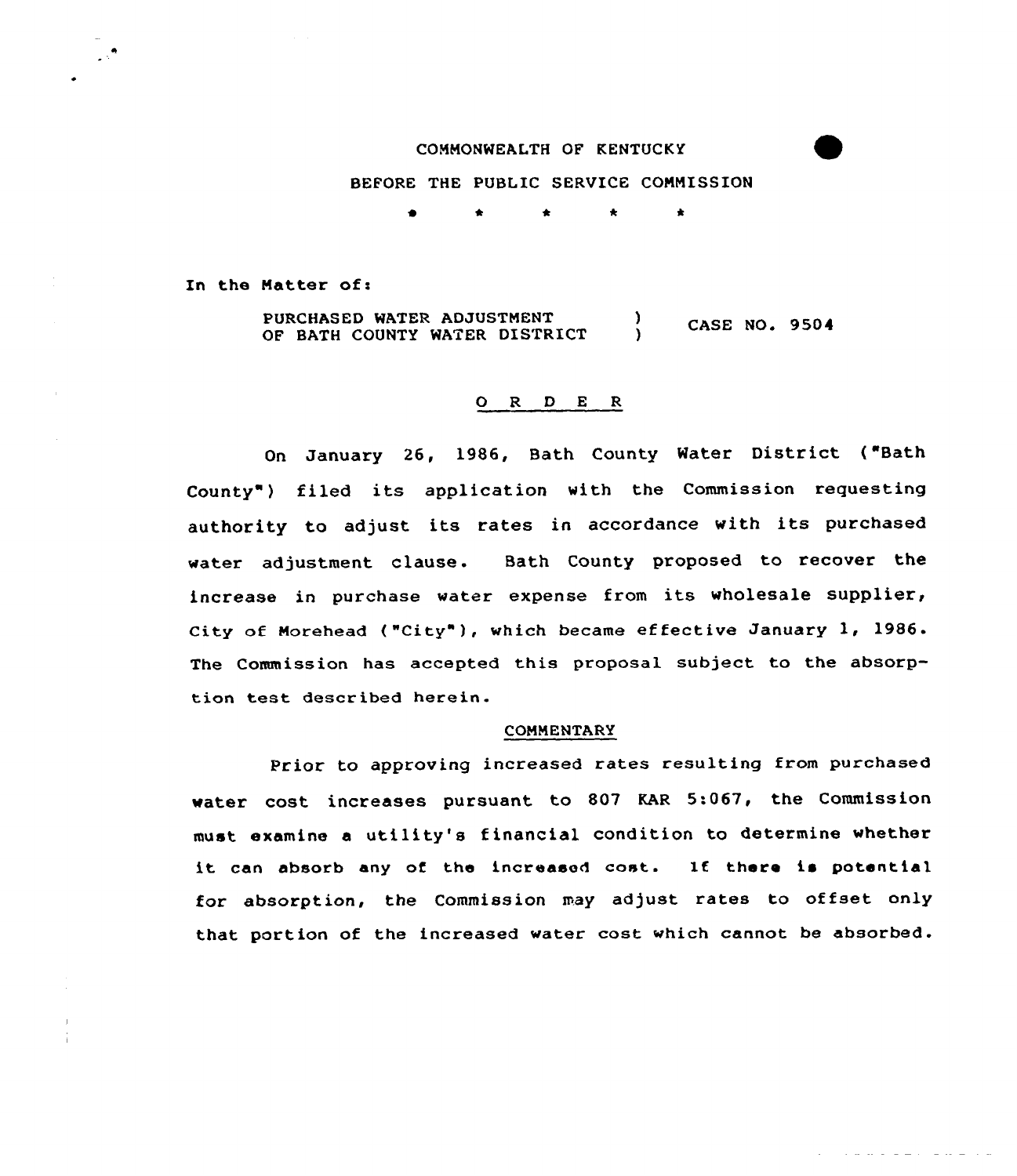COMMONWEALTH OF KENTUCKY

BEFORE THE PUBLIC SERVICE COMMISSION

\* \* \* \* \*

In the Matter of:

| | | |
|---|---|---|
| PURCHASED WATER ADJUSTMENT OF BATH COUNTY WATER DISTRICT | ) ) | CASE NO. 9504 |

## O R D E R

On January 26, 1986, Bath County Water District ("Bath County") filed its application with the Commission requesting authority to adjust its rates in accordance with its purchased water adjustment clause. Bath County proposed to recover the increase in purchase water expense from its wholesale supplier, City of Morehead ("City"), which became effective January 1, 1986. The Commission has accepted this proposal subject to the absorption test described herein.

### COMMENTARY

Prior to approving increased rates resulting from purchased water cost increases pursuant to 807 KAR 5:067, the Commission must examine a utility's financial condition to determine whether it can absorb any of the increased cost. If there is potential for absorption, the Commission may adjust rates to offset only that portion of the increased water cost which cannot be absorbed.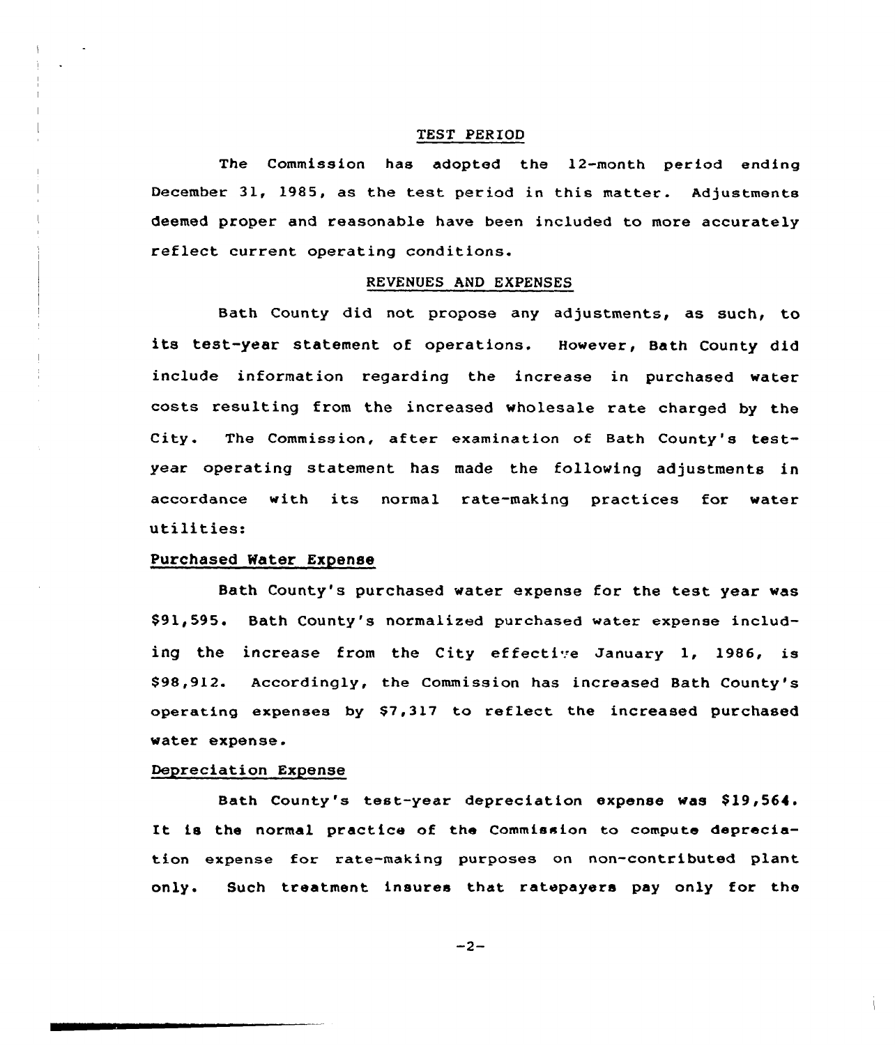## TEST PERIOD

The Commission has adopted the 12-month period ending December 31, 1985, as the test period in this matter. Adjustments deemed proper and reasonable have been included to more accurately reflect current operating conditions.

## REVENUES AND EXPENSES

Bath County did not propose any adjustments, as such, to its test-year statement of operations. However, Bath County did include information regarding the increase in purchased water costs resulting from the increased wholesale rate charged by the City. The Commission, after examination of Bath County's test-year operating statement has made the following adjustments in accordance with its normal rate-making practices for water utilities:

### Purchased Water Expense

Bath County's purchased water expense for the test year was $91,595. Bath County's normalized purchased water expense including the increase from the City effective January 1, 1986, is $98,912. Accordingly, the Commission has increased Bath County's operating expenses by $7,317 to reflect the increased purchased water expense.

### Depreciation Expense

Bath County's test-year depreciation expense was $19,564. It is the normal practice of the Commission to compute depreciation expense for rate-making purposes on non-contributed plant only. Such treatment insures that ratepayers pay only for the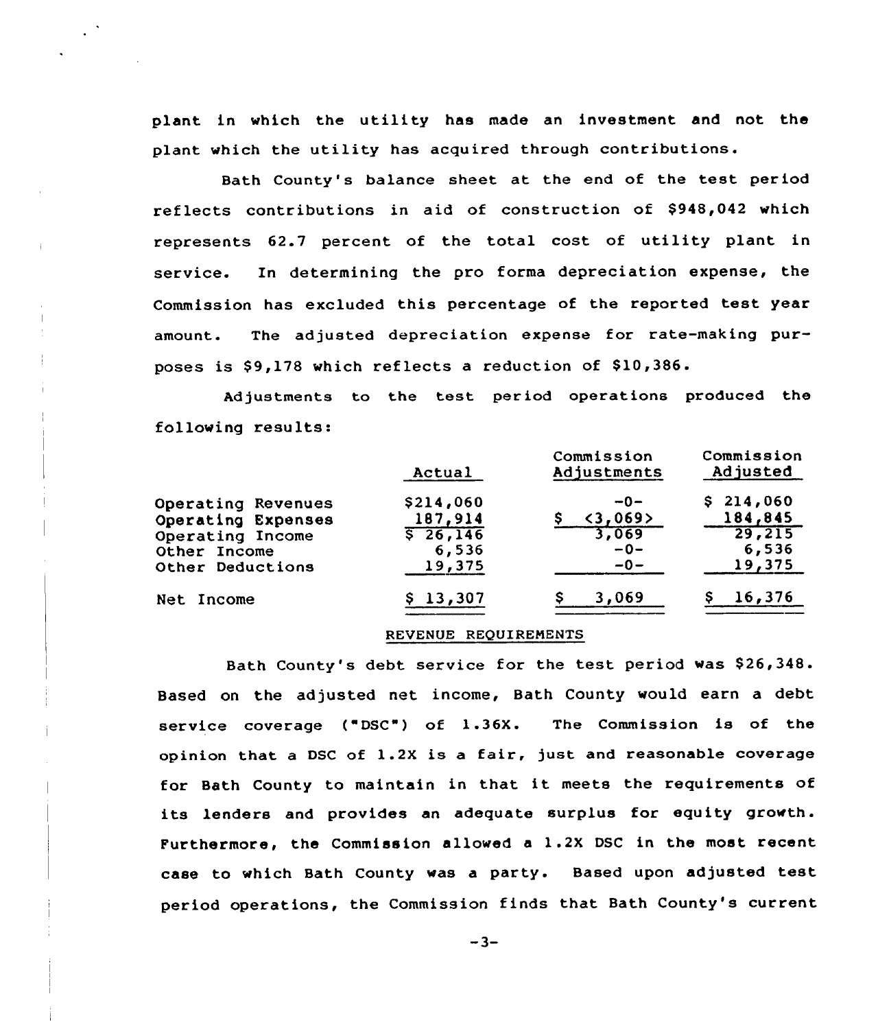plant in which the utility has made an investment and not the plant which the utility has acquired through contributions.

Bath County's balance sheet at the end of the test period reflects contributions in aid of construction of $948,042 which represents 62.7 percent of the total cost of utility plant in service. In determining the pro forma depreciation expense, the Commission has excluded this percentage of the reported test year amount. The adjusted depreciation expense for rate-making purposes is $9,178 which reflects a reduction of $10,386.

Adjustments to the test period operations produced the following results:

| | Actual | Commission Adjustments | Commission Adjusted |
|---|---|---|---|
| Operating Revenues | $214,060 | -0- | $ 214,060 |
| Operating Expenses | 187,914 | $ <3,069> | 184,845 |
| Operating Income | $ 26,146 | 3,069 | 29,215 |
| Other Income | 6,536 | -0- | 6,536 |
| Other Deductions | 19,375 | -0- | 19,375 |
| Net Income | $ 13,307 | $ 3,069 | $ 16,376 |

REVENUE REQUIREMENTS

Bath County's debt service for the test period was $26,348. Based on the adjusted net income, Bath County would earn a debt service coverage ("DSC") of 1.36X. The Commission is of the opinion that a DSC of 1.2X is a fair, just and reasonable coverage for Bath County to maintain in that it meets the requirements of its lenders and provides an adequate surplus for equity growth. Furthermore, the Commission allowed a 1.2X DSC in the most recent case to which Bath County was a party. Based upon adjusted test period operations, the Commission finds that Bath County's current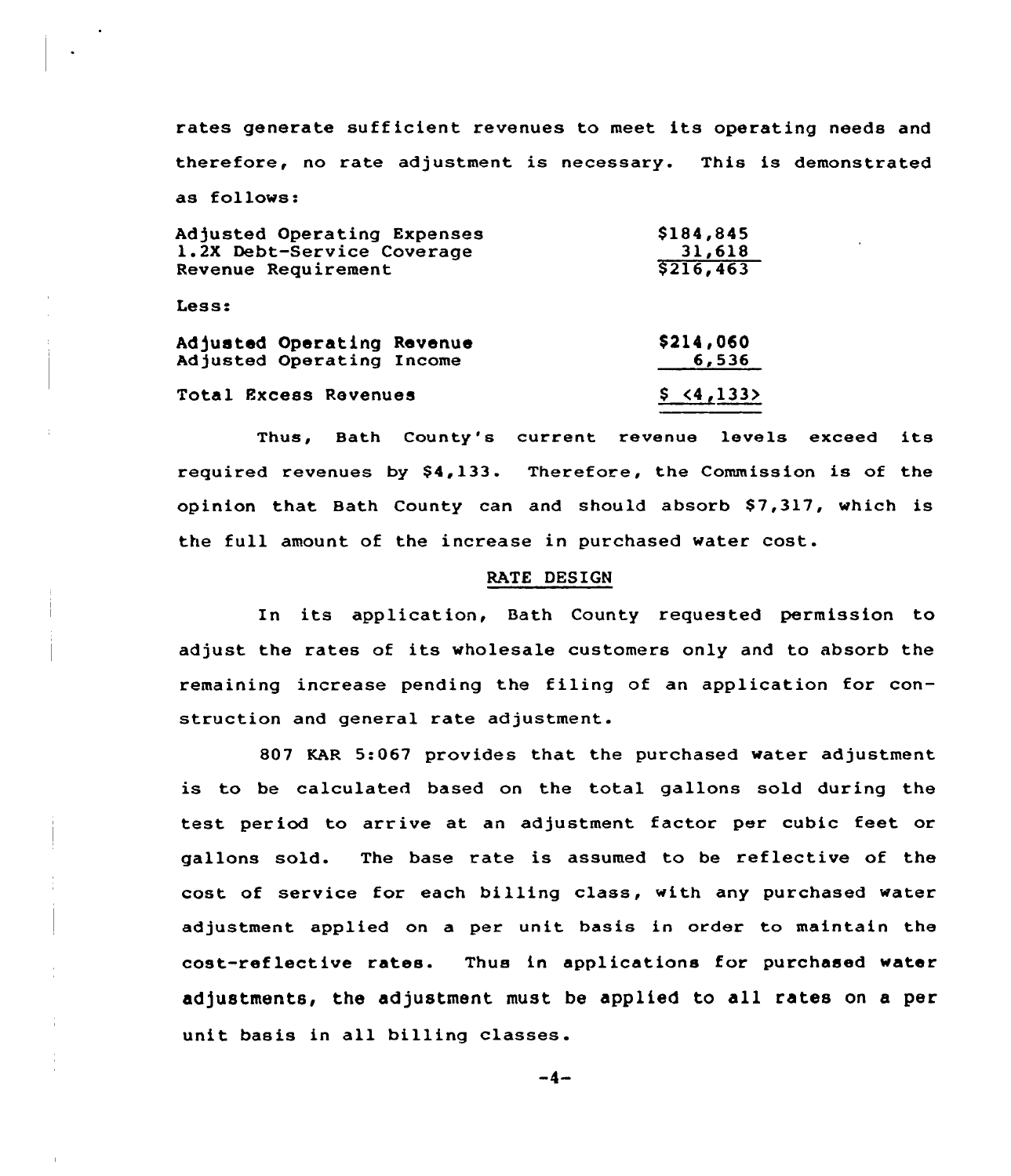rates generate sufficient revenues to meet its operating needs and therefore, no rate adjustment is necessary. This is demonstrated as follows:

| | |
|---|---|
| Adjusted Operating Expenses | $184,845 |
| 1.2X Debt-Service Coverage | 31,618 |
| Revenue Requirement | $216,463 |
| Less: | |
| Adjusted Operating Revenue | $214,060 |
| Adjusted Operating Income | 6,536 |
| Total Excess Revenues | $ <4,133> |

Thus, Bath County's current revenue levels exceed its required revenues by $4,133. Therefore, the Commission is of the opinion that Bath County can and should absorb $7,317, which is the full amount of the increase in purchased water cost.

## RATE DESIGN

In its application, Bath County requested permission to adjust the rates of its wholesale customers only and to absorb the remaining increase pending the filing of an application for construction and general rate adjustment.

807 KAR 5:067 provides that the purchased water adjustment is to be calculated based on the total gallons sold during the test period to arrive at an adjustment factor per cubic feet or gallons sold. The base rate is assumed to be reflective of the cost of service for each billing class, with any purchased water adjustment applied on a per unit basis in order to maintain the cost-reflective rates. Thus in applications for purchased water adjustments, the adjustment must be applied to all rates on a per unit basis in all billing classes.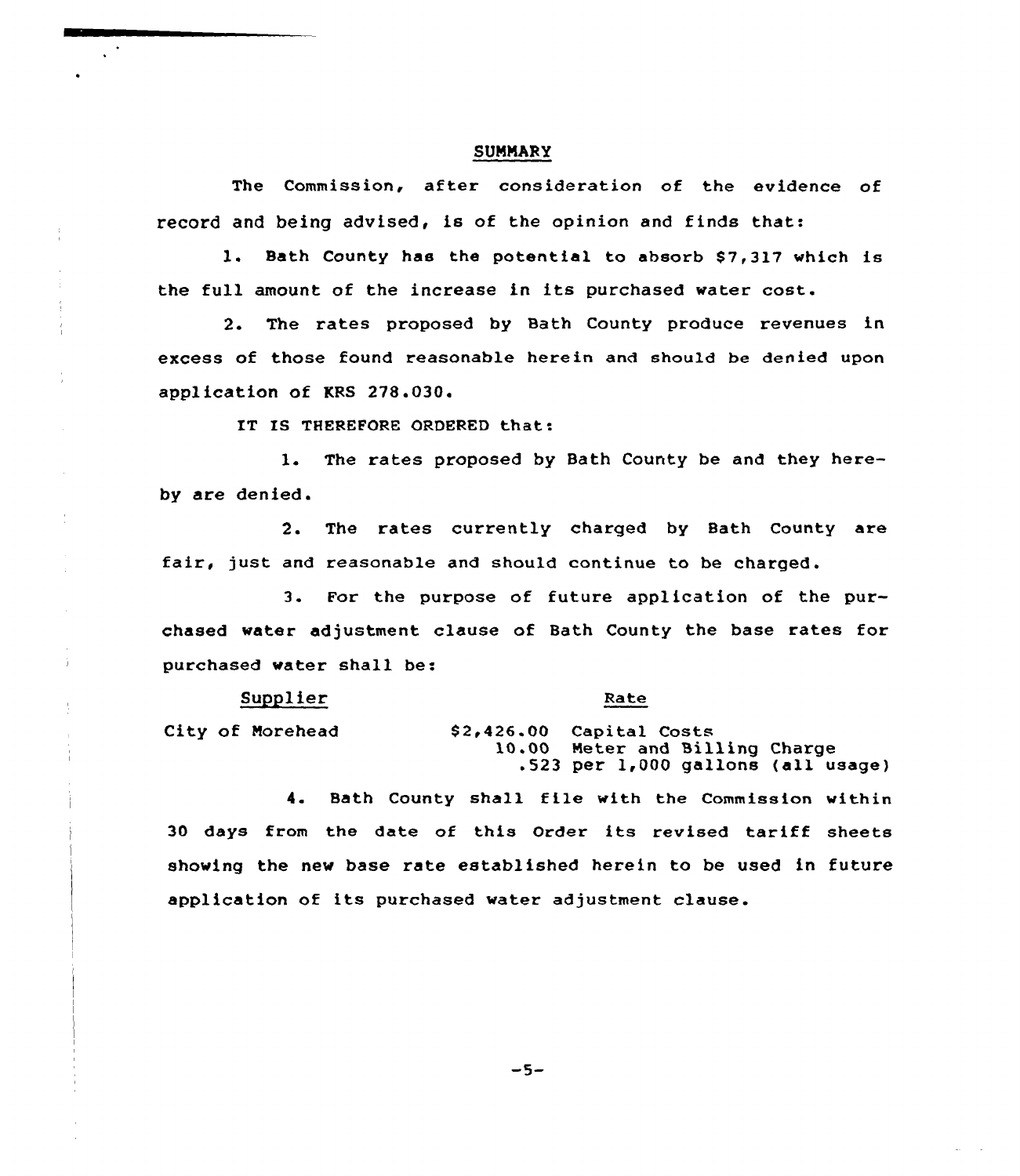## SUMMARY

The Commission, after consideration of the evidence of record and being advised, is of the opinion and finds that:

1. Bath County has the potential to absorb $7,317 which is the full amount of the increase in its purchased water cost.

2. The rates proposed by Bath County produce revenues in excess of those found reasonable herein and should be denied upon application of KRS 278.030.

IT IS THEREFORE ORDERED that:

1. The rates proposed by Bath County be and they hereby are denied.

2. The rates currently charged by Bath County are fair, just and reasonable and should continue to be charged.

3. For the purpose of future application of the purchased water adjustment clause of Bath County the base rates for purchased water shall be:

| Supplier | Rate |
|---|---|
| City of Morehead | $2,426.00 Capital Costs<br>10.00 Meter and Billing Charge<br>.523 per 1,000 gallons (all usage) |

4. Bath County shall file with the Commission within 30 days from the date of this Order its revised tariff sheets showing the new base rate established herein to be used in future application of its purchased water adjustment clause.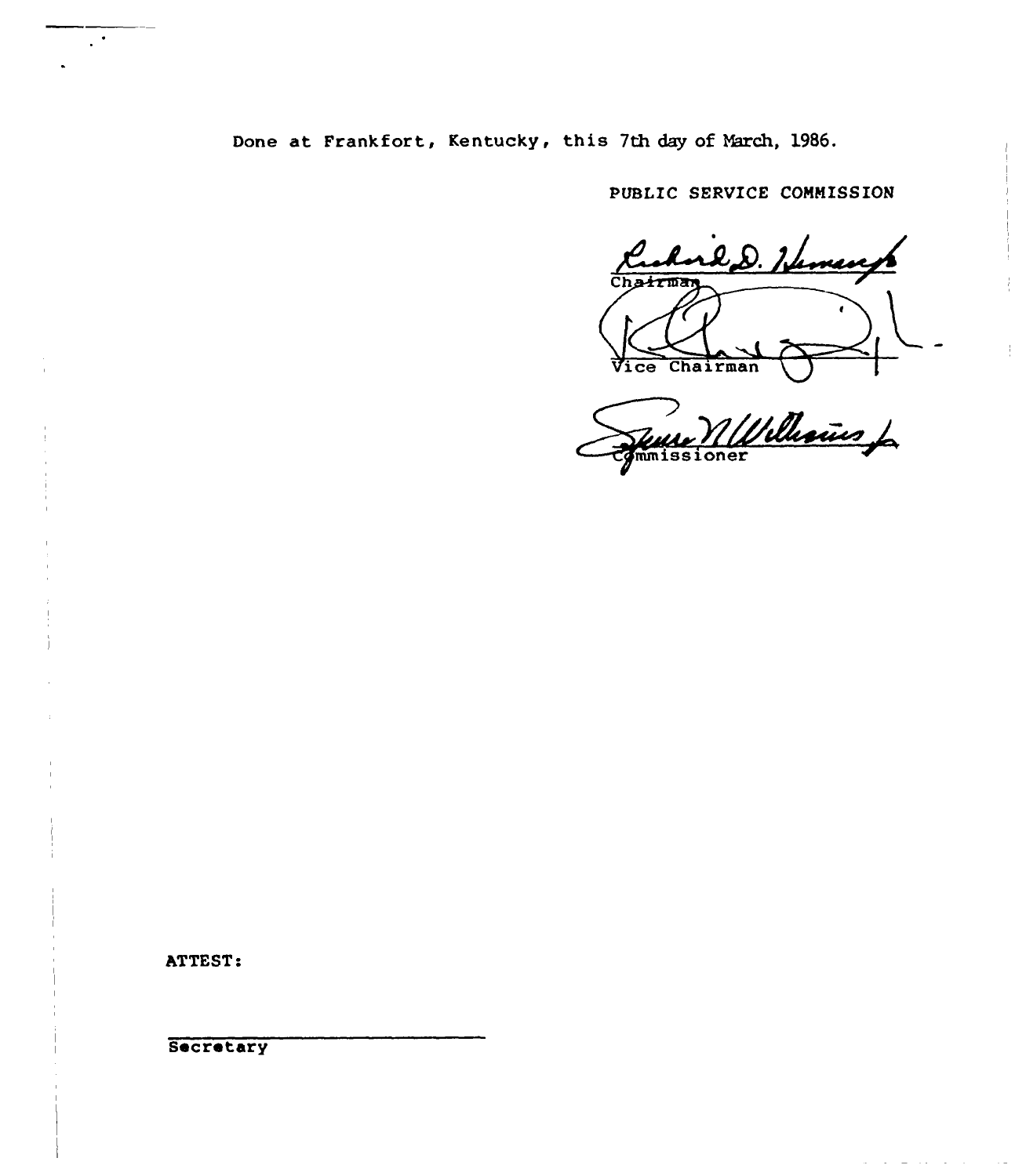Done at Frankfort, Kentucky, this 7th day of March, 1986.

PUBLIC SERVICE COMMISSION

Chairman

Vice Chairman

Commissioner

ATTEST:

Secretary